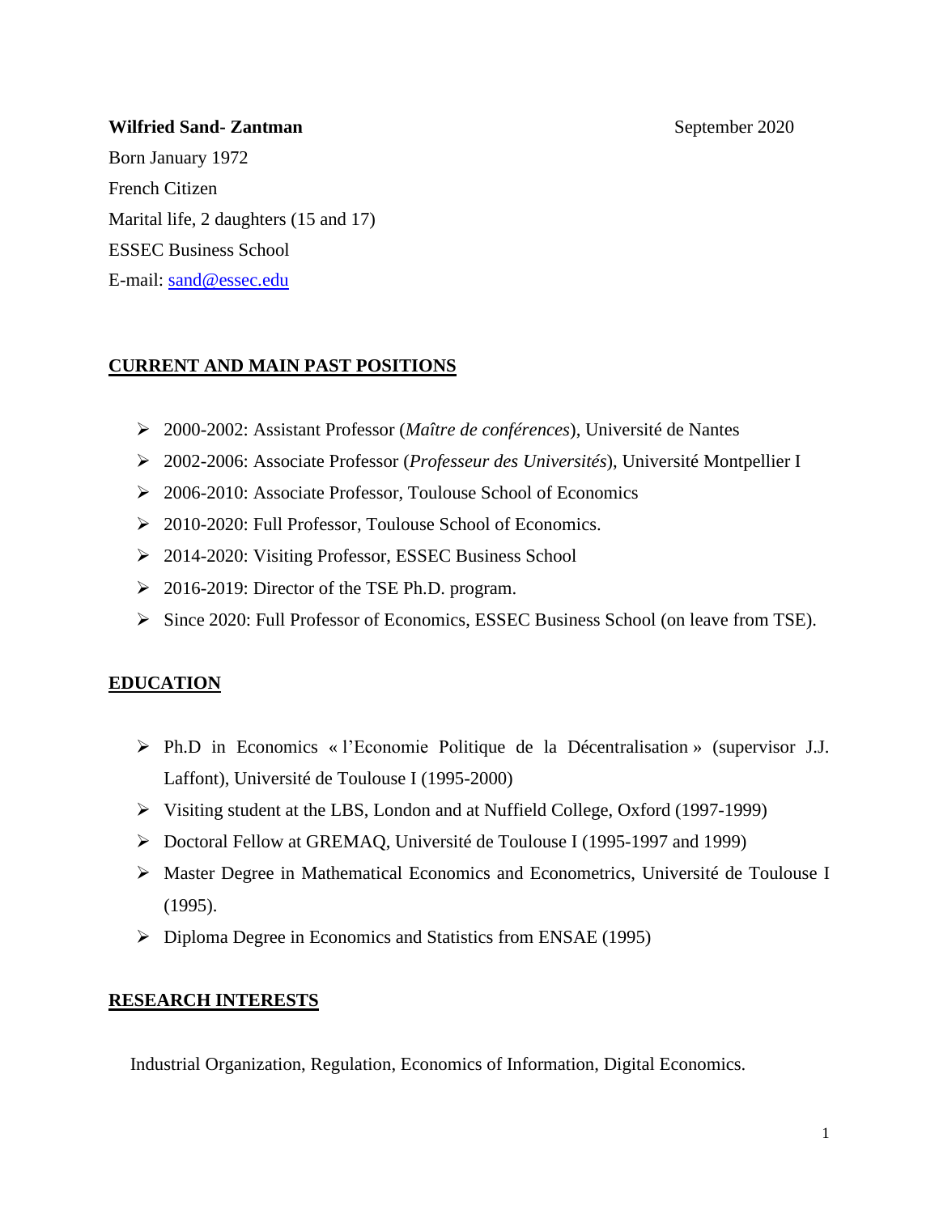**Wilfried Sand- Zantman** September 2020

Born January 1972

French Citizen

Marital life, 2 daughters (15 and 17)

ESSEC Business School

E-mail: [sand@essec.edu](mailto:sand@essec.edu)

## CURRENT AND MAIN PAST POSITIONS

- 2000-2002: Assistant Professor (*Maître de conférences*), Université de Nantes
- 2002-2006: Associate Professor (*Professeur des Universités*), Université Montpellier I
- 2006-2010: Associate Professor, Toulouse School of Economics
- 2010-2020: Full Professor, Toulouse School of Economics.
- 2014-2020: Visiting Professor, ESSEC Business School
- 2016-2019: Director of the TSE Ph.D. program.
- Since 2020: Full Professor of Economics, ESSEC Business School (on leave from TSE).

## EDUCATION

- Ph.D in Economics « l'Economie Politique de la Décentralisation » (supervisor J.J. Laffont), Université de Toulouse I (1995-2000)
- Visiting student at the LBS, London and at Nuffield College, Oxford (1997-1999)
- Doctoral Fellow at GREMAQ, Université de Toulouse I (1995-1997 and 1999)
- Master Degree in Mathematical Economics and Econometrics, Université de Toulouse I (1995).
- Diploma Degree in Economics and Statistics from ENSAE (1995)

## RESEARCH INTERESTS

Industrial Organization, Regulation, Economics of Information, Digital Economics.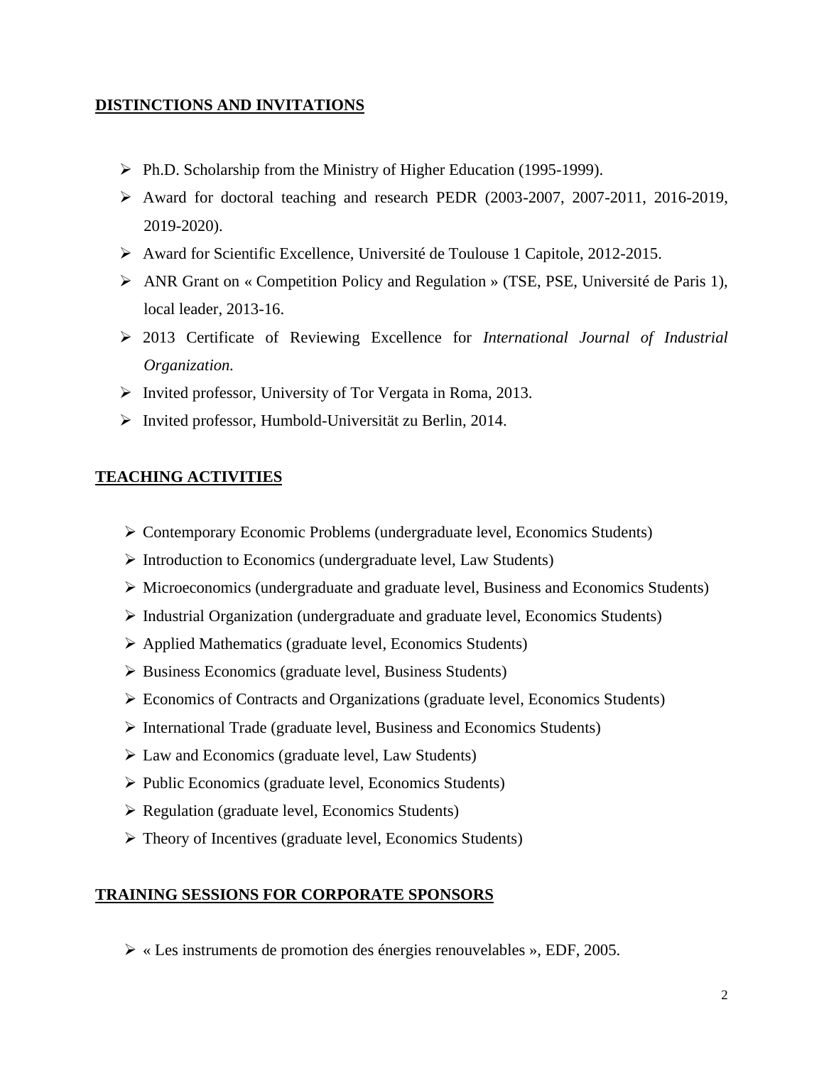## DISTINCTIONS AND INVITATIONS

- Ph.D. Scholarship from the Ministry of Higher Education (1995-1999).
- Award for doctoral teaching and research PEDR (2003-2007, 2007-2011, 2016-2019, 2019-2020).
- Award for Scientific Excellence, Université de Toulouse 1 Capitole, 2012-2015.
- ANR Grant on « Competition Policy and Regulation » (TSE, PSE, Université de Paris 1), local leader, 2013-16.
- 2013 Certificate of Reviewing Excellence for *International Journal of Industrial Organization.*
- Invited professor, University of Tor Vergata in Roma, 2013.
- Invited professor, Humbold-Universität zu Berlin, 2014.

## TEACHING ACTIVITIES

- Contemporary Economic Problems (undergraduate level, Economics Students)
- Introduction to Economics (undergraduate level, Law Students)
- Microeconomics (undergraduate and graduate level, Business and Economics Students)
- Industrial Organization (undergraduate and graduate level, Economics Students)
- Applied Mathematics (graduate level, Economics Students)
- Business Economics (graduate level, Business Students)
- Economics of Contracts and Organizations (graduate level, Economics Students)
- International Trade (graduate level, Business and Economics Students)
- Law and Economics (graduate level, Law Students)
- Public Economics (graduate level, Economics Students)
- Regulation (graduate level, Economics Students)
- Theory of Incentives (graduate level, Economics Students)

## TRAINING SESSIONS FOR CORPORATE SPONSORS

- « Les instruments de promotion des énergies renouvelables », EDF, 2005.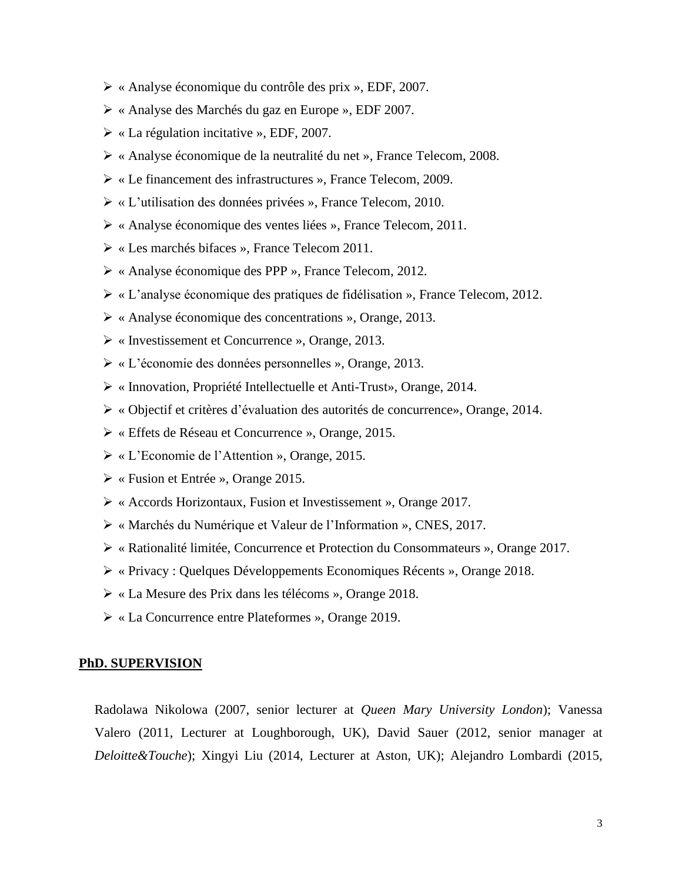- « Analyse économique du contrôle des prix », EDF, 2007.
- « Analyse des Marchés du gaz en Europe », EDF 2007.
- « La régulation incitative », EDF, 2007.
- « Analyse économique de la neutralité du net », France Telecom, 2008.
- « Le financement des infrastructures », France Telecom, 2009.
- « L'utilisation des données privées », France Telecom, 2010.
- « Analyse économique des ventes liées », France Telecom, 2011.
- « Les marchés bifaces », France Telecom 2011.
- « Analyse économique des PPP », France Telecom, 2012.
- « L'analyse économique des pratiques de fidélisation », France Telecom, 2012.
- « Analyse économique des concentrations », Orange, 2013.
- « Investissement et Concurrence », Orange, 2013.
- « L'économie des données personnelles », Orange, 2013.
- « Innovation, Propriété Intellectuelle et Anti-Trust», Orange, 2014.
- « Objectif et critères d'évaluation des autorités de concurrence», Orange, 2014.
- « Effets de Réseau et Concurrence », Orange, 2015.
- « L'Economie de l'Attention », Orange, 2015.
- « Fusion et Entrée », Orange 2015.
- « Accords Horizontaux, Fusion et Investissement », Orange 2017.
- « Marchés du Numérique et Valeur de l'Information », CNES, 2017.
- « Rationalité limitée, Concurrence et Protection du Consommateurs », Orange 2017.
- « Privacy : Quelques Développements Economiques Récents », Orange 2018.
- « La Mesure des Prix dans les télécoms », Orange 2018.
- « La Concurrence entre Plateformes », Orange 2019.

## PhD. SUPERVISION

Radolawa Nikolowa (2007, senior lecturer at *Queen Mary University London*); Vanessa Valero (2011, Lecturer at Loughborough, UK), David Sauer (2012, senior manager at *Deloitte&Touche*); Xingyi Liu (2014, Lecturer at Aston, UK); Alejandro Lombardi (2015,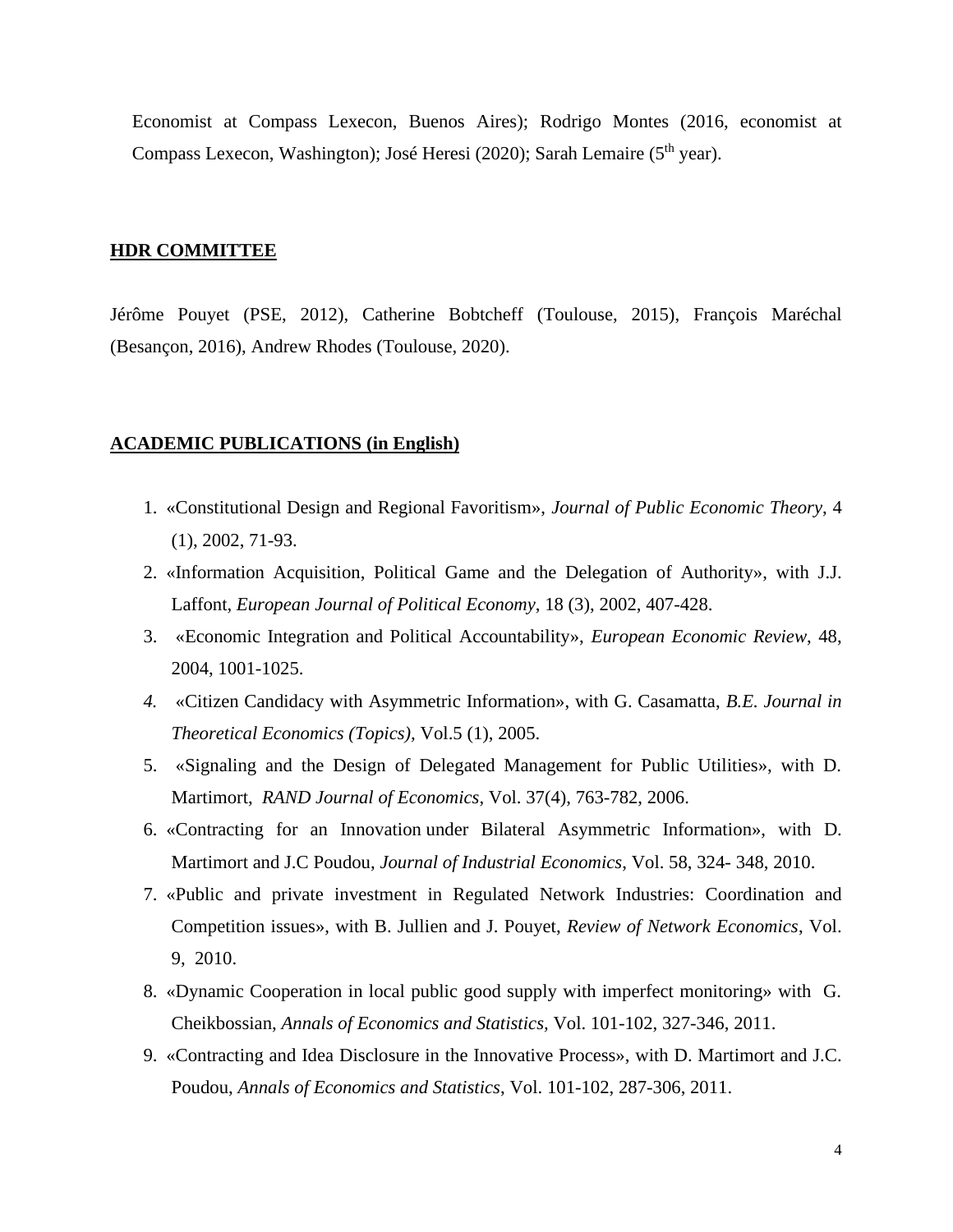Economist at Compass Lexecon, Buenos Aires); Rodrigo Montes (2016, economist at Compass Lexecon, Washington); José Heresi (2020); Sarah Lemaire (5th year).

## HDR COMMITTEE

Jérôme Pouyet (PSE, 2012), Catherine Bobtcheff (Toulouse, 2015), François Maréchal (Besançon, 2016), Andrew Rhodes (Toulouse, 2020).

## ACADEMIC PUBLICATIONS (in English)

1. «Constitutional Design and Regional Favoritism», *Journal of Public Economic Theory*, 4 (1), 2002, 71-93.
2. «Information Acquisition, Political Game and the Delegation of Authority», with J.J. Laffont, *European Journal of Political Economy*, 18 (3), 2002, 407-428.
3. «Economic Integration and Political Accountability», *European Economic Review*, 48, 2004, 1001-1025.
4. «Citizen Candidacy with Asymmetric Information», with G. Casamatta, *B.E. Journal in Theoretical Economics (Topics)*, Vol.5 (1), 2005.
5. «Signaling and the Design of Delegated Management for Public Utilities», with D. Martimort, *RAND Journal of Economics*, Vol. 37(4), 763-782, 2006.
6. «Contracting for an Innovation under Bilateral Asymmetric Information», with D. Martimort and J.C Poudou, *Journal of Industrial Economics*, Vol. 58, 324- 348, 2010.
7. «Public and private investment in Regulated Network Industries: Coordination and Competition issues», with B. Jullien and J. Pouyet, *Review of Network Economics*, Vol. 9, 2010.
8. «Dynamic Cooperation in local public good supply with imperfect monitoring» with G. Cheikbossian, *Annals of Economics and Statistics*, Vol. 101-102, 327-346, 2011.
9. «Contracting and Idea Disclosure in the Innovative Process», with D. Martimort and J.C. Poudou, *Annals of Economics and Statistics*, Vol. 101-102, 287-306, 2011.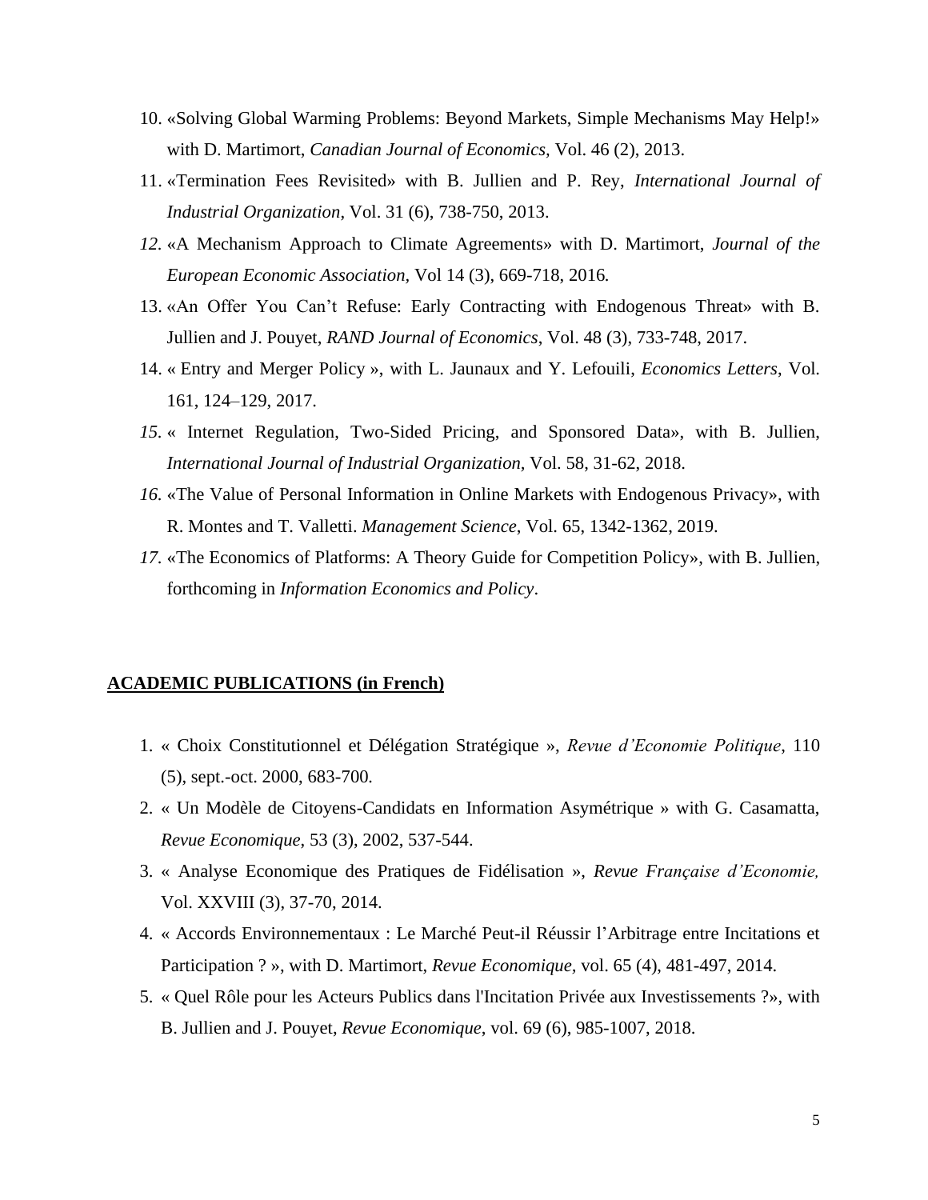10. «Solving Global Warming Problems: Beyond Markets, Simple Mechanisms May Help!» with D. Martimort, *Canadian Journal of Economics*, Vol. 46 (2), 2013.
11. «Termination Fees Revisited» with B. Jullien and P. Rey, *International Journal of Industrial Organization*, Vol. 31 (6), 738-750, 2013.
12. «A Mechanism Approach to Climate Agreements» with D. Martimort, *Journal of the European Economic Association*, Vol 14 (3), 669-718, 2016.
13. «An Offer You Can't Refuse: Early Contracting with Endogenous Threat» with B. Jullien and J. Pouyet, *RAND Journal of Economics*, Vol. 48 (3), 733-748, 2017.
14. « Entry and Merger Policy », with L. Jaunaux and Y. Lefouili, *Economics Letters*, Vol. 161, 124–129, 2017.
15. « Internet Regulation, Two-Sided Pricing, and Sponsored Data», with B. Jullien, *International Journal of Industrial Organization,* Vol. 58, 31-62, 2018.
16. «The Value of Personal Information in Online Markets with Endogenous Privacy», with R. Montes and T. Valletti. *Management Science*, Vol. 65, 1342-1362, 2019.
17. «The Economics of Platforms: A Theory Guide for Competition Policy», with B. Jullien, forthcoming in *Information Economics and Policy*.

## ACADEMIC PUBLICATIONS (in French)

1. « Choix Constitutionnel et Délégation Stratégique », *Revue d'Economie Politique*, 110 (5), sept.-oct. 2000, 683-700.
2. « Un Modèle de Citoyens-Candidats en Information Asymétrique » with G. Casamatta, *Revue Economique*, 53 (3), 2002, 537-544.
3. « Analyse Economique des Pratiques de Fidélisation », *Revue Française d'Economie,* Vol. XXVIII (3), 37-70, 2014.
4. « Accords Environnementaux : Le Marché Peut-il Réussir l'Arbitrage entre Incitations et Participation ? », with D. Martimort, *Revue Economique*, vol. 65 (4), 481-497, 2014.
5. « Quel Rôle pour les Acteurs Publics dans l'Incitation Privée aux Investissements ?», with B. Jullien and J. Pouyet, *Revue Economique*, vol. 69 (6), 985-1007, 2018.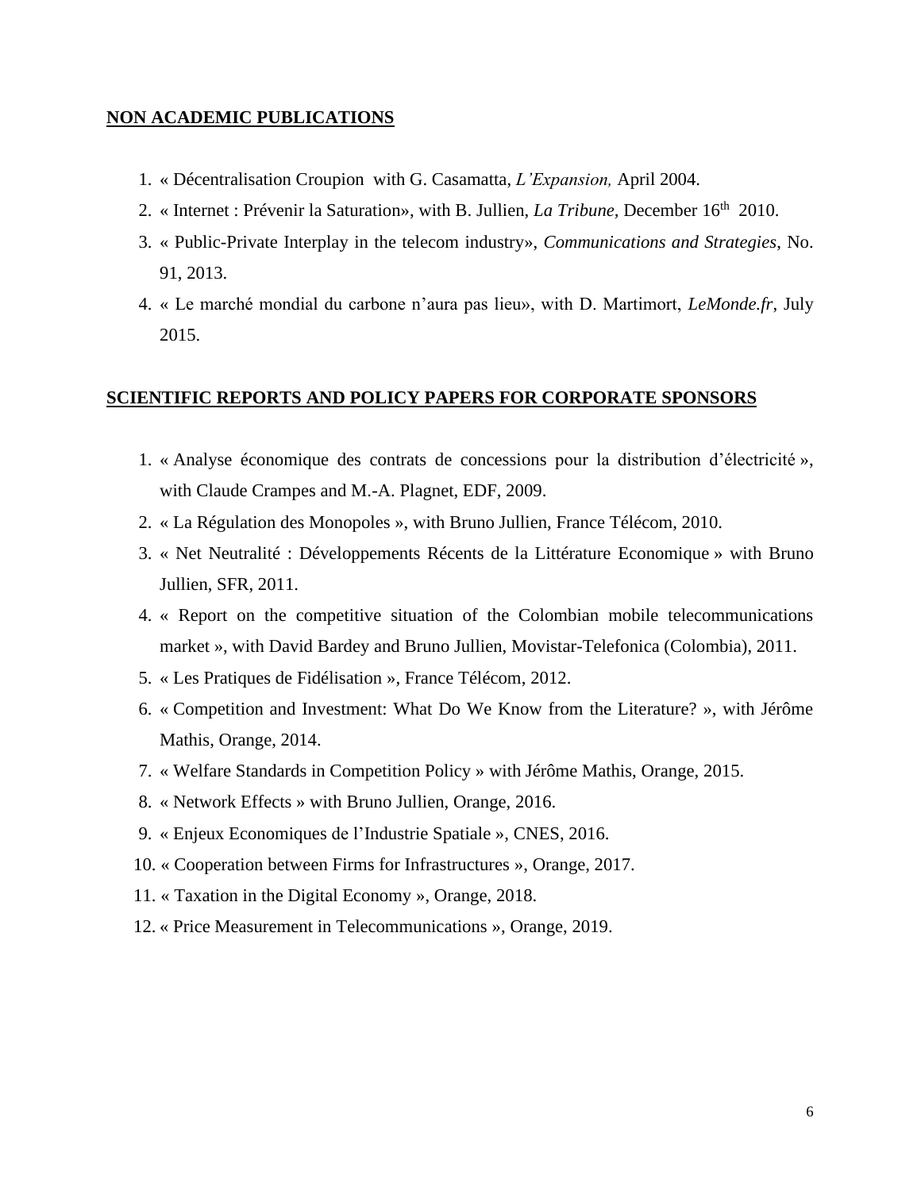## NON ACADEMIC PUBLICATIONS

1. « Décentralisation Croupion  with G. Casamatta, *L'Expansion,* April 2004.
2. « Internet : Prévenir la Saturation», with B. Jullien, *La Tribune,* December 16th  2010.
3. « Public-Private Interplay in the telecom industry», *Communications and Strategies*, No. 91, 2013.
4. « Le marché mondial du carbone n'aura pas lieu», with D. Martimort, *LeMonde.fr*, July 2015.

## SCIENTIFIC REPORTS AND POLICY PAPERS FOR CORPORATE SPONSORS

1. « Analyse économique des contrats de concessions pour la distribution d'électricité », with Claude Crampes and M.-A. Plagnet, EDF, 2009.
2. « La Régulation des Monopoles », with Bruno Jullien, France Télécom, 2010.
3. « Net Neutralité : Développements Récents de la Littérature Economique » with Bruno Jullien, SFR, 2011.
4. « Report on the competitive situation of the Colombian mobile telecommunications market », with David Bardey and Bruno Jullien, Movistar-Telefonica (Colombia), 2011.
5. « Les Pratiques de Fidélisation », France Télécom, 2012.
6. « Competition and Investment: What Do We Know from the Literature? », with Jérôme Mathis, Orange, 2014.
7. « Welfare Standards in Competition Policy » with Jérôme Mathis, Orange, 2015.
8. « Network Effects » with Bruno Jullien, Orange, 2016.
9. « Enjeux Economiques de l'Industrie Spatiale », CNES, 2016.
10. « Cooperation between Firms for Infrastructures », Orange, 2017.
11. « Taxation in the Digital Economy », Orange, 2018.
12. « Price Measurement in Telecommunications », Orange, 2019.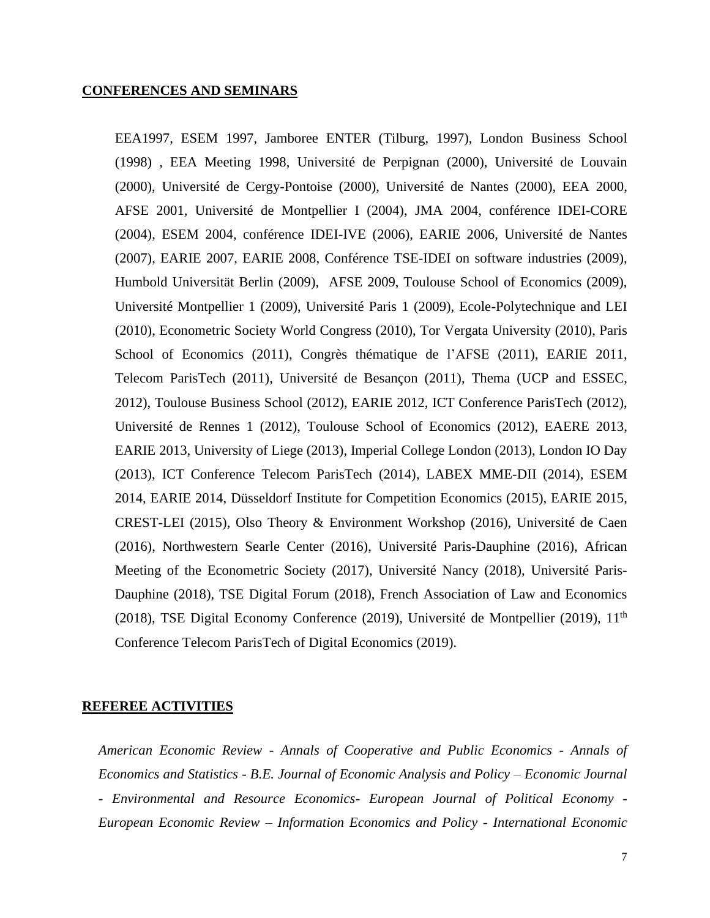## CONFERENCES AND SEMINARS

EEA1997, ESEM 1997, Jamboree ENTER (Tilburg, 1997), London Business School (1998) , EEA Meeting 1998, Université de Perpignan (2000), Université de Louvain (2000), Université de Cergy-Pontoise (2000), Université de Nantes (2000), EEA 2000, AFSE 2001, Université de Montpellier I (2004), JMA 2004, conférence IDEI-CORE (2004), ESEM 2004, conférence IDEI-IVE (2006), EARIE 2006, Université de Nantes (2007), EARIE 2007, EARIE 2008, Conférence TSE-IDEI on software industries (2009), Humbold Universität Berlin (2009), AFSE 2009, Toulouse School of Economics (2009), Université Montpellier 1 (2009), Université Paris 1 (2009), Ecole-Polytechnique and LEI (2010), Econometric Society World Congress (2010), Tor Vergata University (2010), Paris School of Economics (2011), Congrès thématique de l'AFSE (2011), EARIE 2011, Telecom ParisTech (2011), Université de Besançon (2011), Thema (UCP and ESSEC, 2012), Toulouse Business School (2012), EARIE 2012, ICT Conference ParisTech (2012), Université de Rennes 1 (2012), Toulouse School of Economics (2012), EAERE 2013, EARIE 2013, University of Liege (2013), Imperial College London (2013), London IO Day (2013), ICT Conference Telecom ParisTech (2014), LABEX MME-DII (2014), ESEM 2014, EARIE 2014, Düsseldorf Institute for Competition Economics (2015), EARIE 2015, CREST-LEI (2015), Olso Theory & Environment Workshop (2016), Université de Caen (2016), Northwestern Searle Center (2016), Université Paris-Dauphine (2016), African Meeting of the Econometric Society (2017), Université Nancy (2018), Université Paris-Dauphine (2018), TSE Digital Forum (2018), French Association of Law and Economics (2018), TSE Digital Economy Conference (2019), Université de Montpellier (2019), 11th Conference Telecom ParisTech of Digital Economics (2019).

## REFEREE ACTIVITIES

*American Economic Review - Annals of Cooperative and Public Economics - Annals of Economics and Statistics - B.E. Journal of Economic Analysis and Policy – Economic Journal - Environmental and Resource Economics- European Journal of Political Economy - European Economic Review – Information Economics and Policy - International Economic*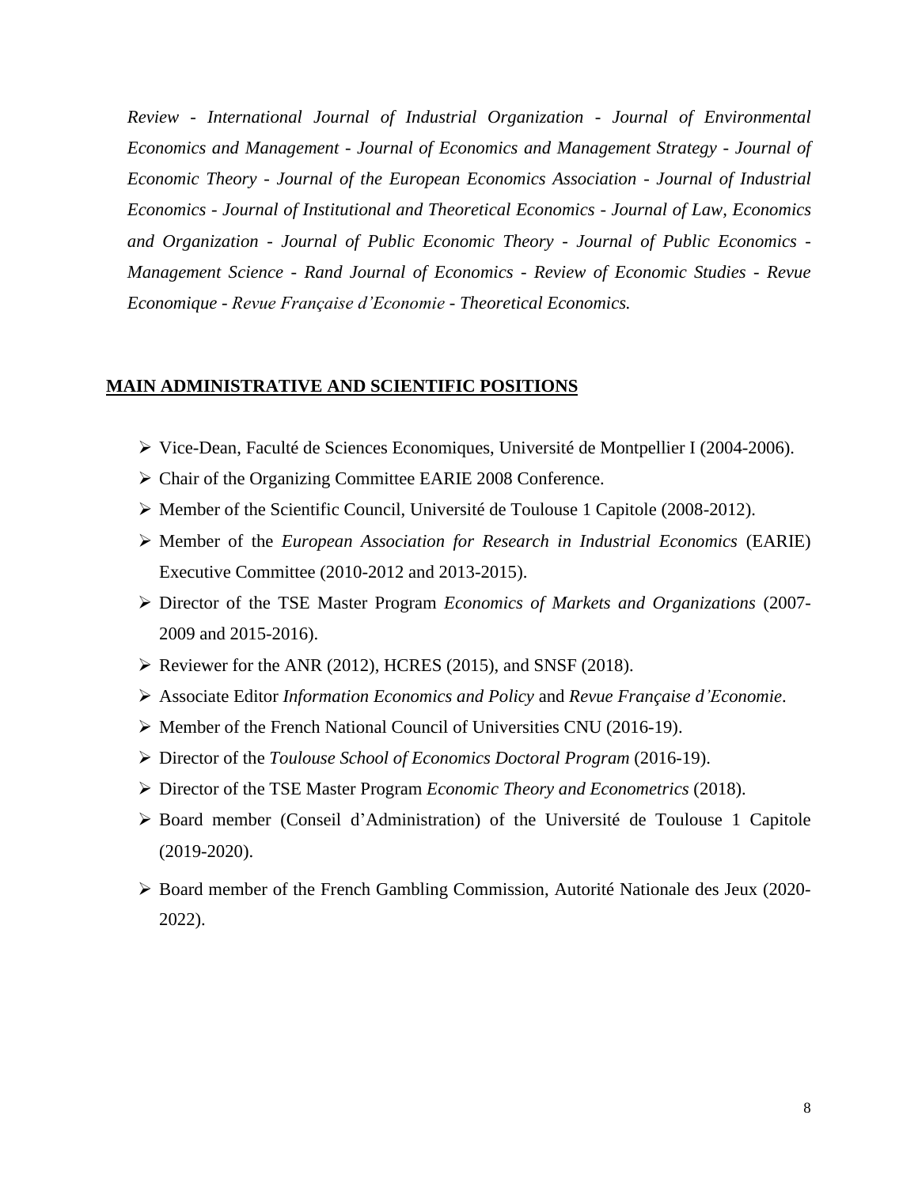*Review - International Journal of Industrial Organization - Journal of Environmental Economics and Management - Journal of Economics and Management Strategy - Journal of Economic Theory - Journal of the European Economics Association - Journal of Industrial Economics - Journal of Institutional and Theoretical Economics - Journal of Law, Economics and Organization - Journal of Public Economic Theory - Journal of Public Economics - Management Science - Rand Journal of Economics - Review of Economic Studies - Revue Economique - Revue Française d'Economie - Theoretical Economics.*

## MAIN ADMINISTRATIVE AND SCIENTIFIC POSITIONS

- Vice-Dean, Faculté de Sciences Economiques, Université de Montpellier I (2004-2006).
- Chair of the Organizing Committee EARIE 2008 Conference.
- Member of the Scientific Council, Université de Toulouse 1 Capitole (2008-2012).
- Member of the *European Association for Research in Industrial Economics* (EARIE) Executive Committee (2010-2012 and 2013-2015).
- Director of the TSE Master Program *Economics of Markets and Organizations* (2007-2009 and 2015-2016).
- Reviewer for the ANR (2012), HCRES (2015), and SNSF (2018).
- Associate Editor *Information Economics and Policy* and *Revue Française d'Economie*.
- Member of the French National Council of Universities CNU (2016-19).
- Director of the *Toulouse School of Economics Doctoral Program* (2016-19).
- Director of the TSE Master Program *Economic Theory and Econometrics* (2018).
- Board member (Conseil d'Administration) of the Université de Toulouse 1 Capitole (2019-2020).
- Board member of the French Gambling Commission, Autorité Nationale des Jeux (2020-2022).